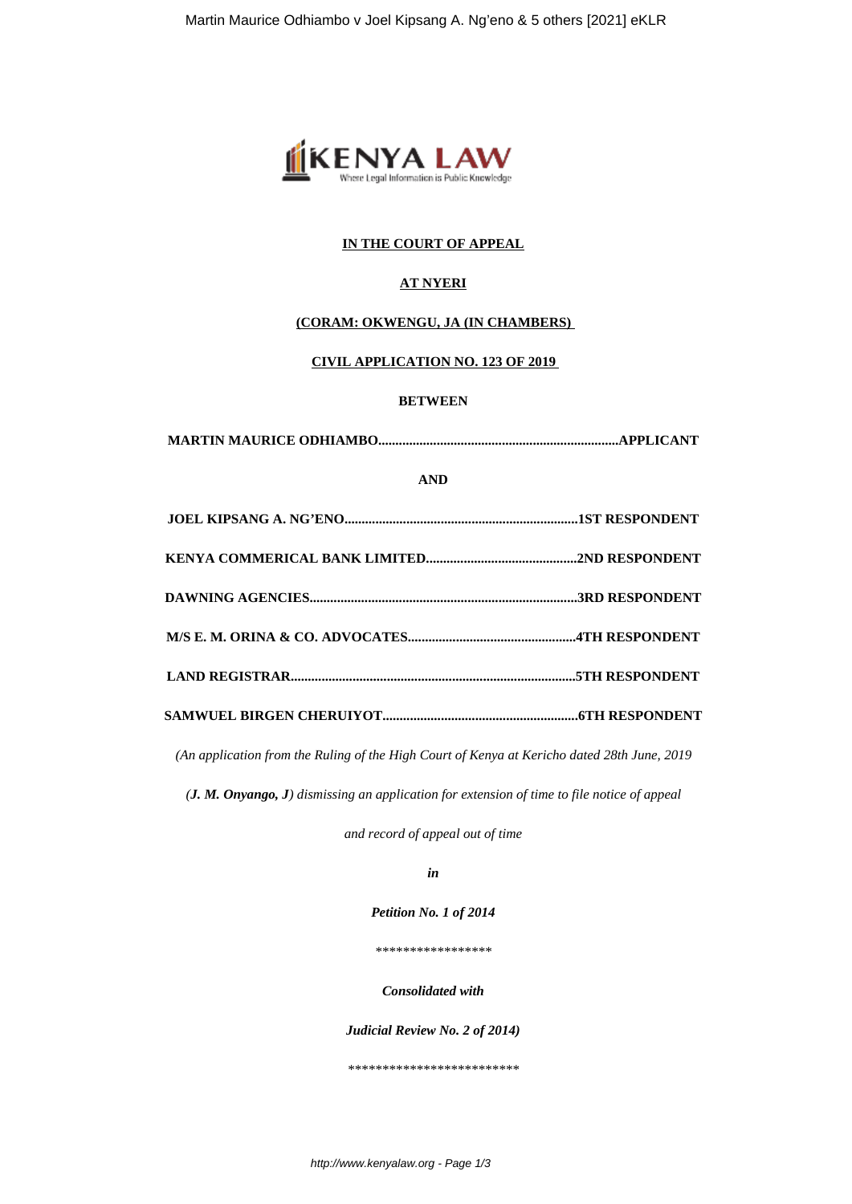**IN THE COURT OF APPEAL**

**AT NYERI**

**(CORAM: OKWENGU, JA (IN CHAMBERS)**

**CIVIL APPLICATION NO. 123 OF 2019**

**BETWEEN**

**MARTIN MAURICE ODHIAMBO.....................................................................APPLICANT**

**AND**

**JOEL KIPSANG A. NG'ENO...................................................................1ST RESPONDENT**

**KENYA COMMERICAL BANK LIMITED...........................................2ND RESPONDENT**

**DAWNING AGENCIES............................................................................3RD RESPONDENT**

**M/S E. M. ORINA & CO. ADVOCATES................................................4TH RESPONDENT**

**LAND REGISTRAR.................................................................................5TH RESPONDENT**

**SAMWUEL BIRGEN CHERUIYOT........................................................6TH RESPONDENT**

*(An application from the Ruling of the High Court of Kenya at Kericho dated 28th June, 2019*

*(**J. M. Onyango, J**) dismissing an application for extension of time to file notice of appeal*

*and record of appeal out of time*

***in***

***Petition No. 1 of 2014***

*****************

***Consolidated with***

***Judicial Review No. 2 of 2014)***

*************************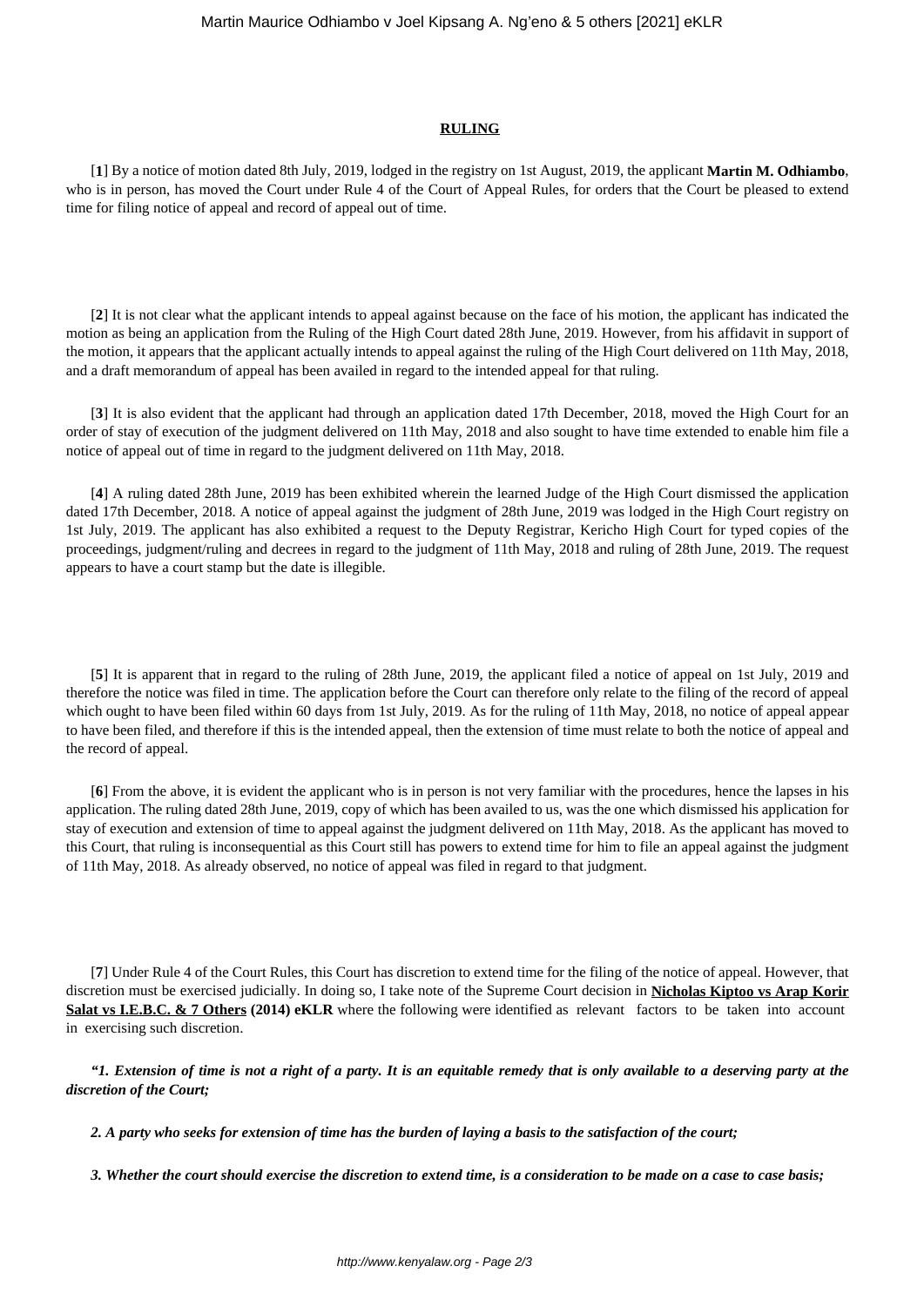## RULING

[**1**] By a notice of motion dated 8th July, 2019, lodged in the registry on 1st August, 2019, the applicant **Martin M. Odhiambo**, who is in person, has moved the Court under Rule 4 of the Court of Appeal Rules, for orders that the Court be pleased to extend time for filing notice of appeal and record of appeal out of time.

[**2**] It is not clear what the applicant intends to appeal against because on the face of his motion, the applicant has indicated the motion as being an application from the Ruling of the High Court dated 28th June, 2019. However, from his affidavit in support of the motion, it appears that the applicant actually intends to appeal against the ruling of the High Court delivered on 11th May, 2018, and a draft memorandum of appeal has been availed in regard to the intended appeal for that ruling.

[**3**] It is also evident that the applicant had through an application dated 17th December, 2018, moved the High Court for an order of stay of execution of the judgment delivered on 11th May, 2018 and also sought to have time extended to enable him file a notice of appeal out of time in regard to the judgment delivered on 11th May, 2018.

[**4**] A ruling dated 28th June, 2019 has been exhibited wherein the learned Judge of the High Court dismissed the application dated 17th December, 2018. A notice of appeal against the judgment of 28th June, 2019 was lodged in the High Court registry on 1st July, 2019. The applicant has also exhibited a request to the Deputy Registrar, Kericho High Court for typed copies of the proceedings, judgment/ruling and decrees in regard to the judgment of 11th May, 2018 and ruling of 28th June, 2019. The request appears to have a court stamp but the date is illegible.

[**5**] It is apparent that in regard to the ruling of 28th June, 2019, the applicant filed a notice of appeal on 1st July, 2019 and therefore the notice was filed in time. The application before the Court can therefore only relate to the filing of the record of appeal which ought to have been filed within 60 days from 1st July, 2019. As for the ruling of 11th May, 2018, no notice of appeal appear to have been filed, and therefore if this is the intended appeal, then the extension of time must relate to both the notice of appeal and the record of appeal.

[**6**] From the above, it is evident the applicant who is in person is not very familiar with the procedures, hence the lapses in his application. The ruling dated 28th June, 2019, copy of which has been availed to us, was the one which dismissed his application for stay of execution and extension of time to appeal against the judgment delivered on 11th May, 2018. As the applicant has moved to this Court, that ruling is inconsequential as this Court still has powers to extend time for him to file an appeal against the judgment of 11th May, 2018. As already observed, no notice of appeal was filed in regard to that judgment.

[**7**] Under Rule 4 of the Court Rules, this Court has discretion to extend time for the filing of the notice of appeal. However, that discretion must be exercised judicially. In doing so, I take note of the Supreme Court decision in **Nicholas Kiptoo vs Arap Korir Salat vs I.E.B.C. & 7 Others (2014) eKLR** where the following were identified as relevant factors to be taken into account in exercising such discretion.

***"1. Extension of time is not a right of a party. It is an equitable remedy that is only available to a deserving party at the discretion of the Court;***

***2. A party who seeks for extension of time has the burden of laying a basis to the satisfaction of the court;***

***3. Whether the court should exercise the discretion to extend time, is a consideration to be made on a case to case basis;***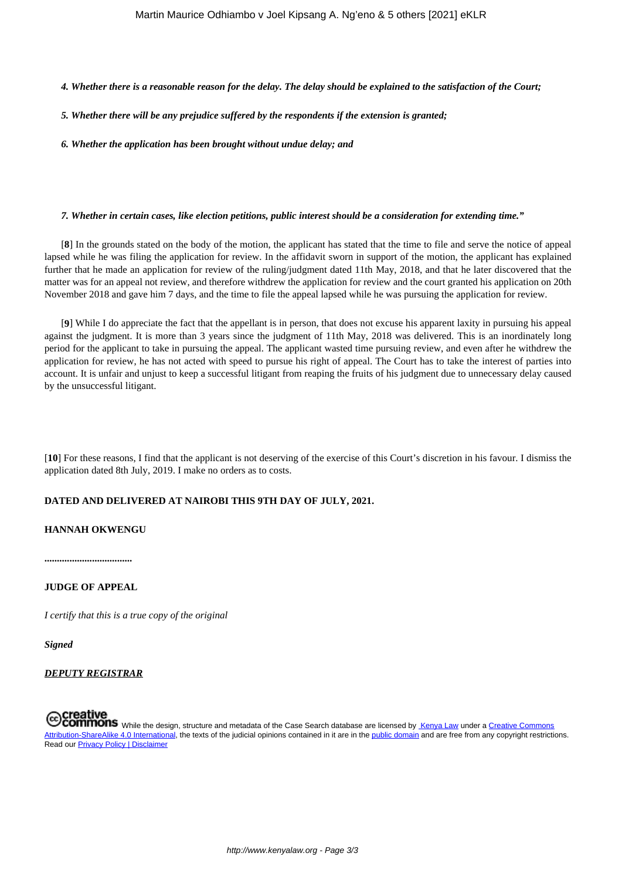***4. Whether there is a reasonable reason for the delay. The delay should be explained to the satisfaction of the Court;***

***5. Whether there will be any prejudice suffered by the respondents if the extension is granted;***

***6. Whether the application has been brought without undue delay; and***

***7. Whether in certain cases, like election petitions, public interest should be a consideration for extending time."***

[**8**] In the grounds stated on the body of the motion, the applicant has stated that the time to file and serve the notice of appeal lapsed while he was filing the application for review. In the affidavit sworn in support of the motion, the applicant has explained further that he made an application for review of the ruling/judgment dated 11th May, 2018, and that he later discovered that the matter was for an appeal not review, and therefore withdrew the application for review and the court granted his application on 20th November 2018 and gave him 7 days, and the time to file the appeal lapsed while he was pursuing the application for review.

[**9**] While I do appreciate the fact that the appellant is in person, that does not excuse his apparent laxity in pursuing his appeal against the judgment. It is more than 3 years since the judgment of 11th May, 2018 was delivered. This is an inordinately long period for the applicant to take in pursuing the appeal. The applicant wasted time pursuing review, and even after he withdrew the application for review, he has not acted with speed to pursue his right of appeal. The Court has to take the interest of parties into account. It is unfair and unjust to keep a successful litigant from reaping the fruits of his judgment due to unnecessary delay caused by the unsuccessful litigant.

[**10**] For these reasons, I find that the applicant is not deserving of the exercise of this Court's discretion in his favour. I dismiss the application dated 8th July, 2019. I make no orders as to costs.

**DATED AND DELIVERED AT NAIROBI THIS 9TH DAY OF JULY, 2021.**

**HANNAH OKWENGU**

**...................................**

**JUDGE OF APPEAL**

*I certify that this is a true copy of the original*

***Signed***

***DEPUTY REGISTRAR***

While the design, structure and metadata of the Case Search database are licensed by Kenya Law under a Creative Commons Attribution-ShareAlike 4.0 International, the texts of the judicial opinions contained in it are in the public domain and are free from any copyright restrictions. Read our Privacy Policy | Disclaimer